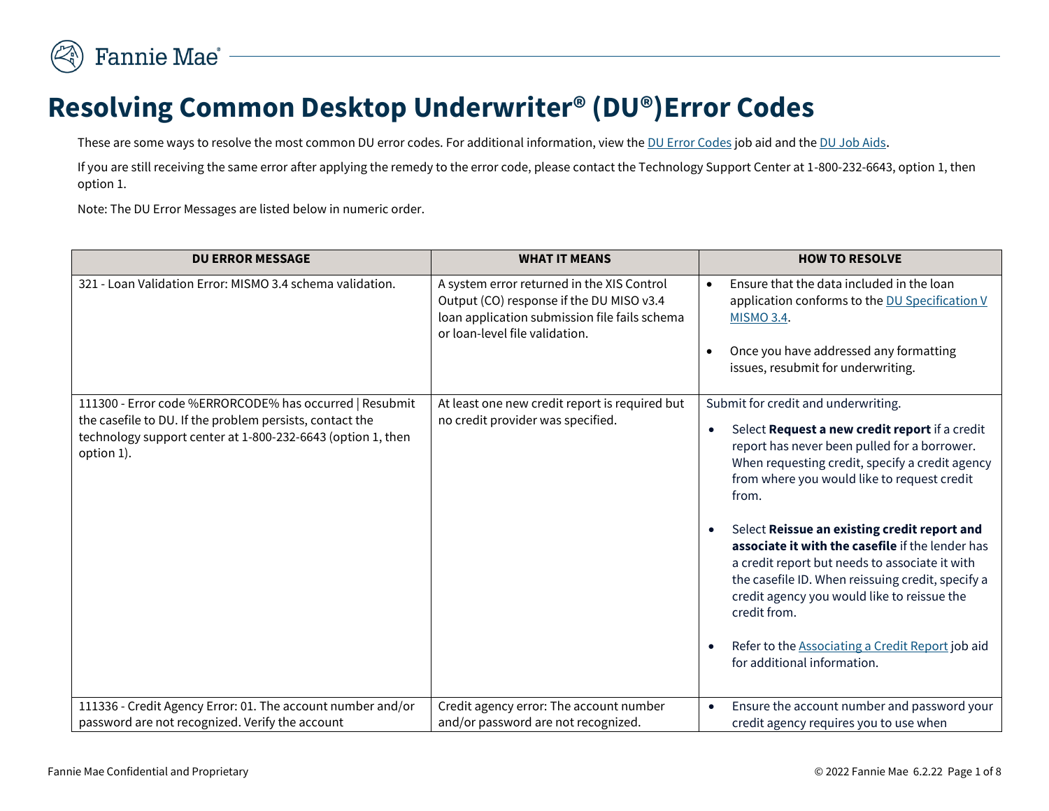# Resolving Common Desktop Underwriter® (DU®)Error Codes

These are some ways to resolve the most common DU error codes. For additional information, view the DU Error Codes job aid and the DU Job Aids.

If you are still receiving the same error after applying the remedy to the error code, please contact the Technology Support Center at 1-800-232-6643, option 1, then option 1.

Note: The DU Error Messages are listed below in numeric order.

| DU ERROR MESSAGE | WHAT IT MEANS | HOW TO RESOLVE |
|---|---|---|
| 321 - Loan Validation Error: MISMO 3.4 schema validation. | A system error returned in the XIS Control Output (CO) response if the DU MISO v3.4 loan application submission file fails schema or loan-level file validation. | • Ensure that the data included in the loan application conforms to the DU Specification V MISMO 3.4.<br>• Once you have addressed any formatting issues, resubmit for underwriting. |
| 111300 - Error code %ERRORCODE% has occurred \| Resubmit the casefile to DU. If the problem persists, contact the technology support center at 1-800-232-6643 (option 1, then option 1). | At least one new credit report is required but no credit provider was specified. | Submit for credit and underwriting.<br>• Select **Request a new credit report** if a credit report has never been pulled for a borrower. When requesting credit, specify a credit agency from where you would like to request credit from.<br>• Select **Reissue an existing credit report and associate it with the casefile** if the lender has a credit report but needs to associate it with the casefile ID. When reissuing credit, specify a credit agency you would like to reissue the credit from.<br>• Refer to the Associating a Credit Report job aid for additional information. |
| 111336 - Credit Agency Error: 01. The account number and/or password are not recognized. Verify the account | Credit agency error: The account number and/or password are not recognized. | • Ensure the account number and password your credit agency requires you to use when |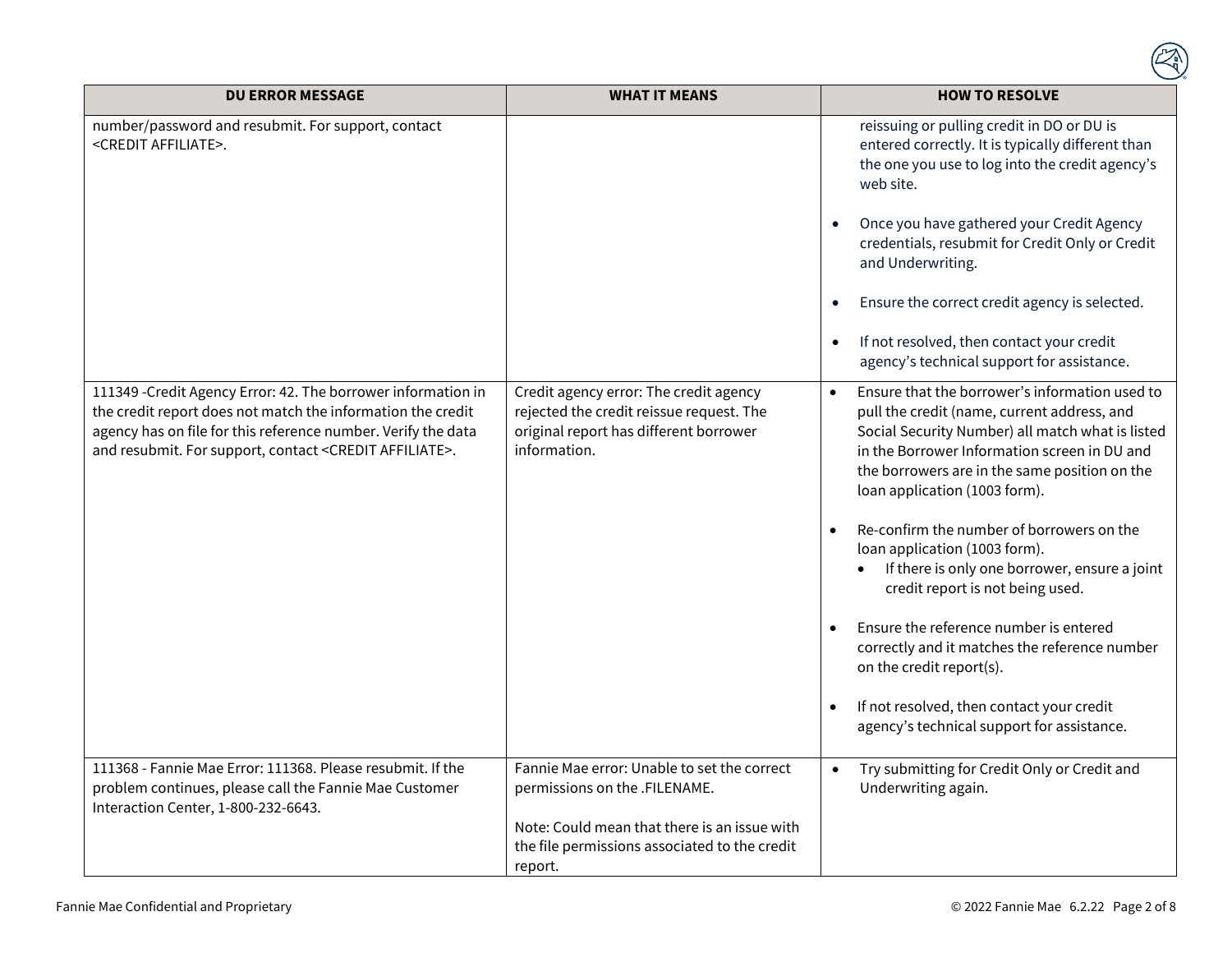| DU ERROR MESSAGE | WHAT IT MEANS | HOW TO RESOLVE |
|---|---|---|
| number/password and resubmit. For support, contact <CREDIT AFFILIATE>. | | reissuing or pulling credit in DO or DU is entered correctly. It is typically different than the one you use to log into the credit agency's web site.<br><br>• Once you have gathered your Credit Agency credentials, resubmit for Credit Only or Credit and Underwriting.<br><br>• Ensure the correct credit agency is selected.<br><br>• If not resolved, then contact your credit agency's technical support for assistance. |
| 111349 -Credit Agency Error: 42. The borrower information in the credit report does not match the information the credit agency has on file for this reference number. Verify the data and resubmit. For support, contact <CREDIT AFFILIATE>. | Credit agency error: The credit agency rejected the credit reissue request. The original report has different borrower information. | • Ensure that the borrower's information used to pull the credit (name, current address, and Social Security Number) all match what is listed in the Borrower Information screen in DU and the borrowers are in the same position on the loan application (1003 form).<br><br>• Re-confirm the number of borrowers on the loan application (1003 form).<br>  • If there is only one borrower, ensure a joint credit report is not being used.<br><br>• Ensure the reference number is entered correctly and it matches the reference number on the credit report(s).<br><br>• If not resolved, then contact your credit agency's technical support for assistance. |
| 111368 - Fannie Mae Error: 111368. Please resubmit. If the problem continues, please call the Fannie Mae Customer Interaction Center, 1-800-232-6643. | Fannie Mae error: Unable to set the correct permissions on the .FILENAME.<br><br>Note: Could mean that there is an issue with the file permissions associated to the credit report. | • Try submitting for Credit Only or Credit and Underwriting again. |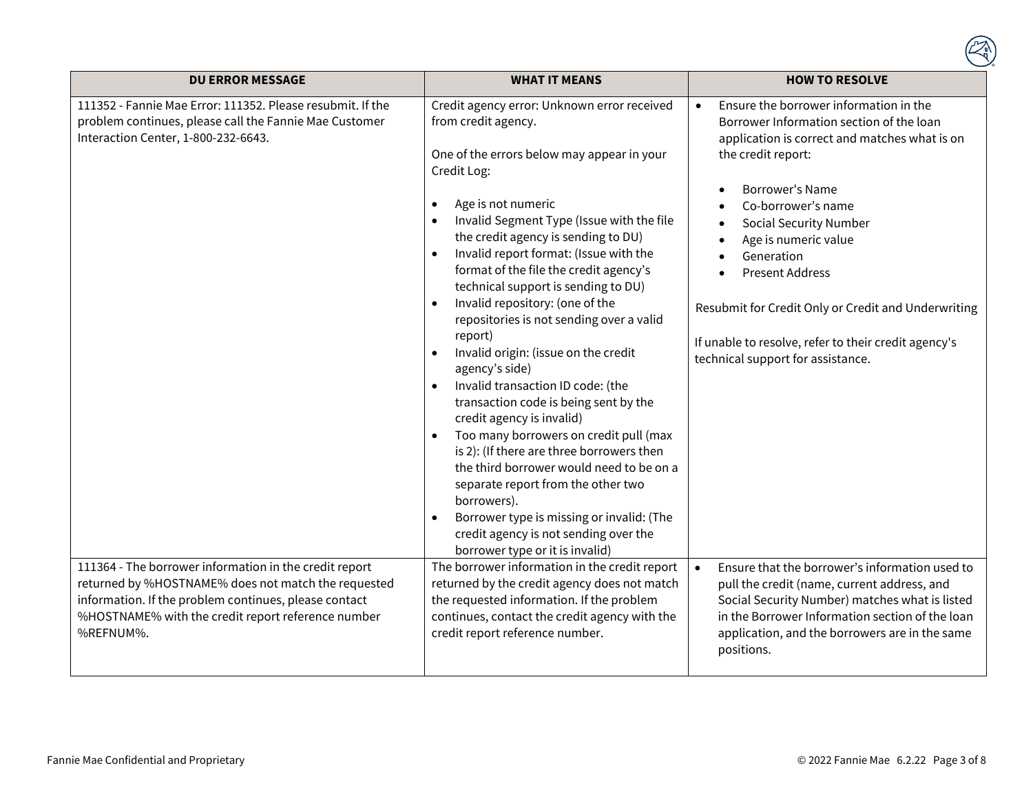| DU ERROR MESSAGE | WHAT IT MEANS | HOW TO RESOLVE |
|---|---|---|
| 111352 - Fannie Mae Error: 111352. Please resubmit. If the problem continues, please call the Fannie Mae Customer Interaction Center, 1-800-232-6643. | Credit agency error: Unknown error received from credit agency.<br><br>One of the errors below may appear in your Credit Log:<br><br>• Age is not numeric<br>• Invalid Segment Type (Issue with the file the credit agency is sending to DU)<br>• Invalid report format: (Issue with the format of the file the credit agency's technical support is sending to DU)<br>• Invalid repository: (one of the repositories is not sending over a valid report)<br>• Invalid origin: (issue on the credit agency's side)<br>• Invalid transaction ID code: (the transaction code is being sent by the credit agency is invalid)<br>• Too many borrowers on credit pull (max is 2): (If there are three borrowers then the third borrower would need to be on a separate report from the other two borrowers).<br>• Borrower type is missing or invalid: (The credit agency is not sending over the borrower type or it is invalid) | • Ensure the borrower information in the Borrower Information section of the loan application is correct and matches what is on the credit report:<br><br>  • Borrower's Name<br>  • Co-borrower's name<br>  • Social Security Number<br>  • Age is numeric value<br>  • Generation<br>  • Present Address<br><br>Resubmit for Credit Only or Credit and Underwriting<br><br>If unable to resolve, refer to their credit agency's technical support for assistance. |
| 111364 - The borrower information in the credit report returned by %HOSTNAME% does not match the requested information. If the problem continues, please contact %HOSTNAME% with the credit report reference number %REFNUM%. | The borrower information in the credit report returned by the credit agency does not match the requested information. If the problem continues, contact the credit agency with the credit report reference number. | • Ensure that the borrower's information used to pull the credit (name, current address, and Social Security Number) matches what is listed in the Borrower Information section of the loan application, and the borrowers are in the same positions. |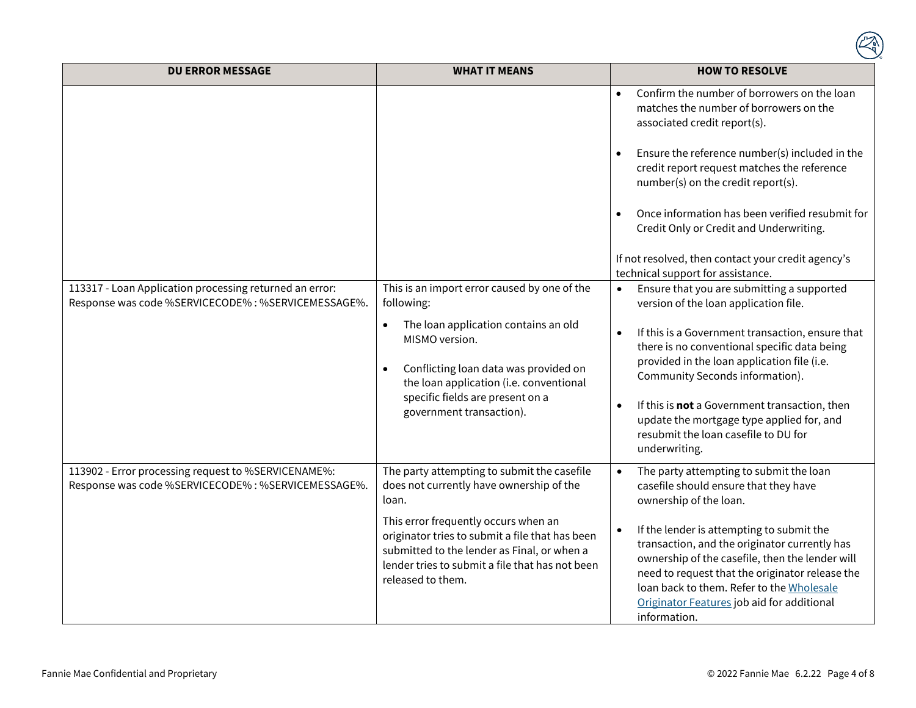| DU ERROR MESSAGE | WHAT IT MEANS | HOW TO RESOLVE |
|---|---|---|
| | | • Confirm the number of borrowers on the loan matches the number of borrowers on the associated credit report(s).<br><br>• Ensure the reference number(s) included in the credit report request matches the reference number(s) on the credit report(s).<br><br>• Once information has been verified resubmit for Credit Only or Credit and Underwriting.<br><br>If not resolved, then contact your credit agency's technical support for assistance. |
| 113317 - Loan Application processing returned an error: Response was code %SERVICECODE% : %SERVICEMESSAGE%. | This is an import error caused by one of the following:<br><br>• The loan application contains an old MISMO version.<br><br>• Conflicting loan data was provided on the loan application (i.e. conventional specific fields are present on a government transaction). | • Ensure that you are submitting a supported version of the loan application file.<br><br>• If this is a Government transaction, ensure that there is no conventional specific data being provided in the loan application file (i.e. Community Seconds information).<br><br>• If this is **not** a Government transaction, then update the mortgage type applied for, and resubmit the loan casefile to DU for underwriting. |
| 113902 - Error processing request to %SERVICENAME%: Response was code %SERVICECODE% : %SERVICEMESSAGE%. | The party attempting to submit the casefile does not currently have ownership of the loan.<br><br>This error frequently occurs when an originator tries to submit a file that has been submitted to the lender as Final, or when a lender tries to submit a file that has not been released to them. | • The party attempting to submit the loan casefile should ensure that they have ownership of the loan.<br><br>• If the lender is attempting to submit the transaction, and the originator currently has ownership of the casefile, then the lender will need to request that the originator release the loan back to them. Refer to the Wholesale Originator Features job aid for additional information. |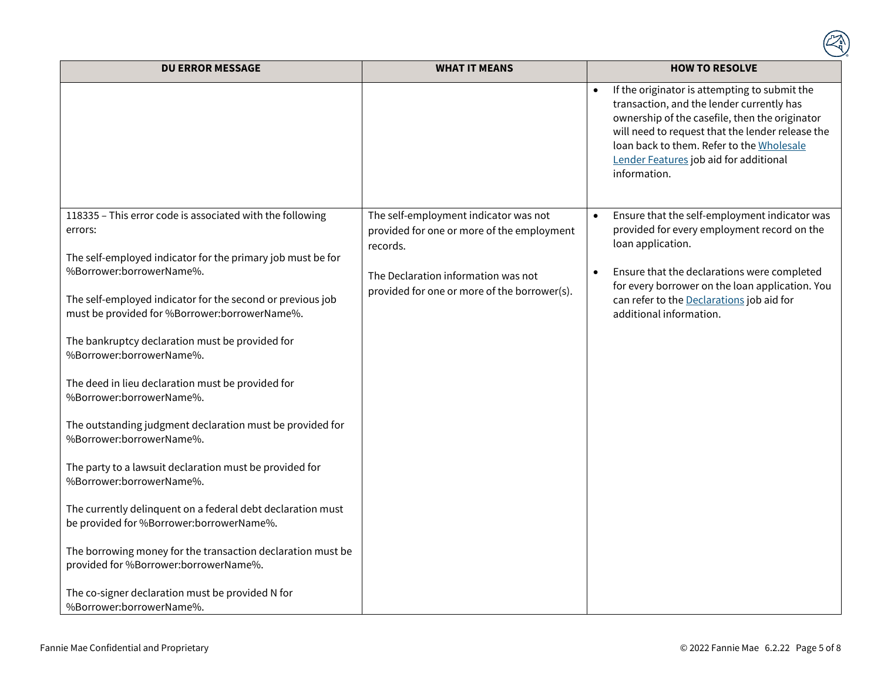| DU ERROR MESSAGE | WHAT IT MEANS | HOW TO RESOLVE |
|---|---|---|
| | | • If the originator is attempting to submit the transaction, and the lender currently has ownership of the casefile, then the originator will need to request that the lender release the loan back to them. Refer to the Wholesale Lender Features job aid for additional information. |
| 118335 – This error code is associated with the following errors:<br><br>The self-employed indicator for the primary job must be for %Borrower:borrowerName%.<br><br>The self-employed indicator for the second or previous job must be provided for %Borrower:borrowerName%.<br><br>The bankruptcy declaration must be provided for %Borrower:borrowerName%.<br><br>The deed in lieu declaration must be provided for %Borrower:borrowerName%.<br><br>The outstanding judgment declaration must be provided for %Borrower:borrowerName%.<br><br>The party to a lawsuit declaration must be provided for %Borrower:borrowerName%.<br><br>The currently delinquent on a federal debt declaration must be provided for %Borrower:borrowerName%.<br><br>The borrowing money for the transaction declaration must be provided for %Borrower:borrowerName%.<br><br>The co-signer declaration must be provided N for %Borrower:borrowerName%. | The self-employment indicator was not provided for one or more of the employment records.<br><br>The Declaration information was not provided for one or more of the borrower(s). | • Ensure that the self-employment indicator was provided for every employment record on the loan application.<br><br>• Ensure that the declarations were completed for every borrower on the loan application. You can refer to the Declarations job aid for additional information. |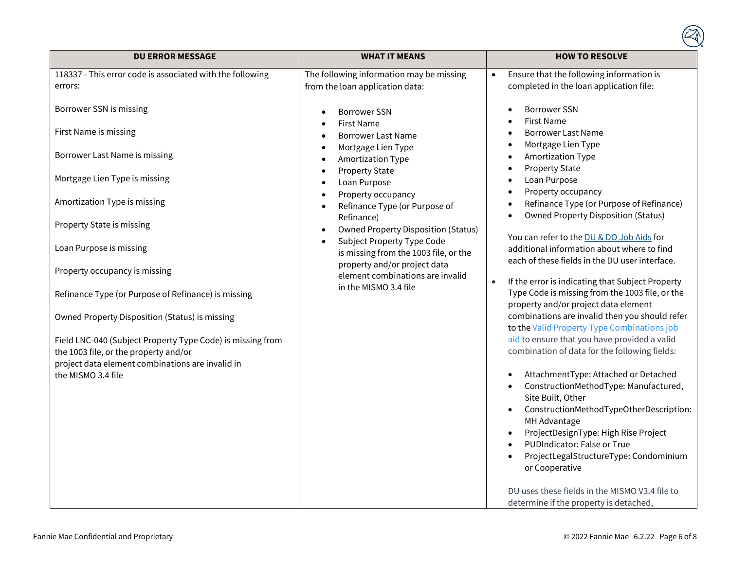| DU ERROR MESSAGE | WHAT IT MEANS | HOW TO RESOLVE |
| --- | --- | --- |
| 118337 - This error code is associated with the following errors:<br><br>Borrower SSN is missing<br><br>First Name is missing<br><br>Borrower Last Name is missing<br><br>Mortgage Lien Type is missing<br><br>Amortization Type is missing<br><br>Property State is missing<br><br>Loan Purpose is missing<br><br>Property occupancy is missing<br><br>Refinance Type (or Purpose of Refinance) is missing<br><br>Owned Property Disposition (Status) is missing<br><br>Field LNC-040 (Subject Property Type Code) is missing from the 1003 file, or the property and/or project data element combinations are invalid in the MISMO 3.4 file | The following information may be missing from the loan application data:<br><br>• Borrower SSN<br>• First Name<br>• Borrower Last Name<br>• Mortgage Lien Type<br>• Amortization Type<br>• Property State<br>• Loan Purpose<br>• Property occupancy<br>• Refinance Type (or Purpose of Refinance)<br>• Owned Property Disposition (Status)<br>• Subject Property Type Code is missing from the 1003 file, or the property and/or project data element combinations are invalid in the MISMO 3.4 file | • Ensure that the following information is completed in the loan application file:<br><br>  • Borrower SSN<br>  • First Name<br>  • Borrower Last Name<br>  • Mortgage Lien Type<br>  • Amortization Type<br>  • Property State<br>  • Loan Purpose<br>  • Property occupancy<br>  • Refinance Type (or Purpose of Refinance)<br>  • Owned Property Disposition (Status)<br><br>You can refer to the DU & DO Job Aids for additional information about where to find each of these fields in the DU user interface.<br><br>• If the error is indicating that Subject Property Type Code is missing from the 1003 file, or the property and/or project data element combinations are invalid then you should refer to the Valid Property Type Combinations job aid to ensure that you have provided a valid combination of data for the following fields:<br><br>  • AttachmentType: Attached or Detached<br>  • ConstructionMethodType: Manufactured, Site Built, Other<br>  • ConstructionMethodTypeOtherDescription: MH Advantage<br>  • ProjectDesignType: High Rise Project<br>  • PUDIndicator: False or True<br>  • ProjectLegalStructureType: Condominium or Cooperative<br><br>DU uses these fields in the MISMO V3.4 file to determine if the property is detached, |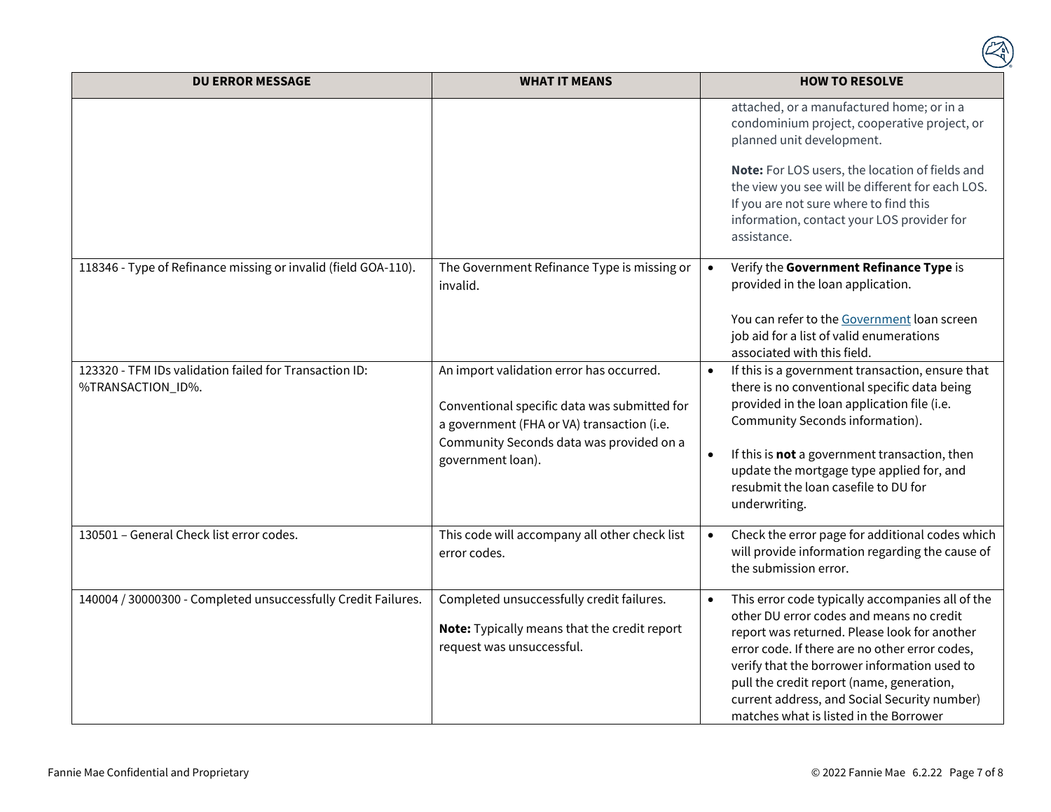| DU ERROR MESSAGE | WHAT IT MEANS | HOW TO RESOLVE |
|---|---|---|
| | | attached, or a manufactured home; or in a condominium project, cooperative project, or planned unit development.<br><br>**Note:** For LOS users, the location of fields and the view you see will be different for each LOS. If you are not sure where to find this information, contact your LOS provider for assistance. |
| 118346 - Type of Refinance missing or invalid (field GOA-110). | The Government Refinance Type is missing or invalid. | • Verify the **Government Refinance Type** is provided in the loan application.<br><br>You can refer to the Government loan screen job aid for a list of valid enumerations associated with this field. |
| 123320 - TFM IDs validation failed for Transaction ID: %TRANSACTION_ID%. | An import validation error has occurred.<br><br>Conventional specific data was submitted for a government (FHA or VA) transaction (i.e. Community Seconds data was provided on a government loan). | • If this is a government transaction, ensure that there is no conventional specific data being provided in the loan application file (i.e. Community Seconds information).<br><br>• If this is **not** a government transaction, then update the mortgage type applied for, and resubmit the loan casefile to DU for underwriting. |
| 130501 – General Check list error codes. | This code will accompany all other check list error codes. | • Check the error page for additional codes which will provide information regarding the cause of the submission error. |
| 140004 / 30000300 - Completed unsuccessfully Credit Failures. | Completed unsuccessfully credit failures.<br><br>**Note:** Typically means that the credit report request was unsuccessful. | • This error code typically accompanies all of the other DU error codes and means no credit report was returned. Please look for another error code. If there are no other error codes, verify that the borrower information used to pull the credit report (name, generation, current address, and Social Security number) matches what is listed in the Borrower |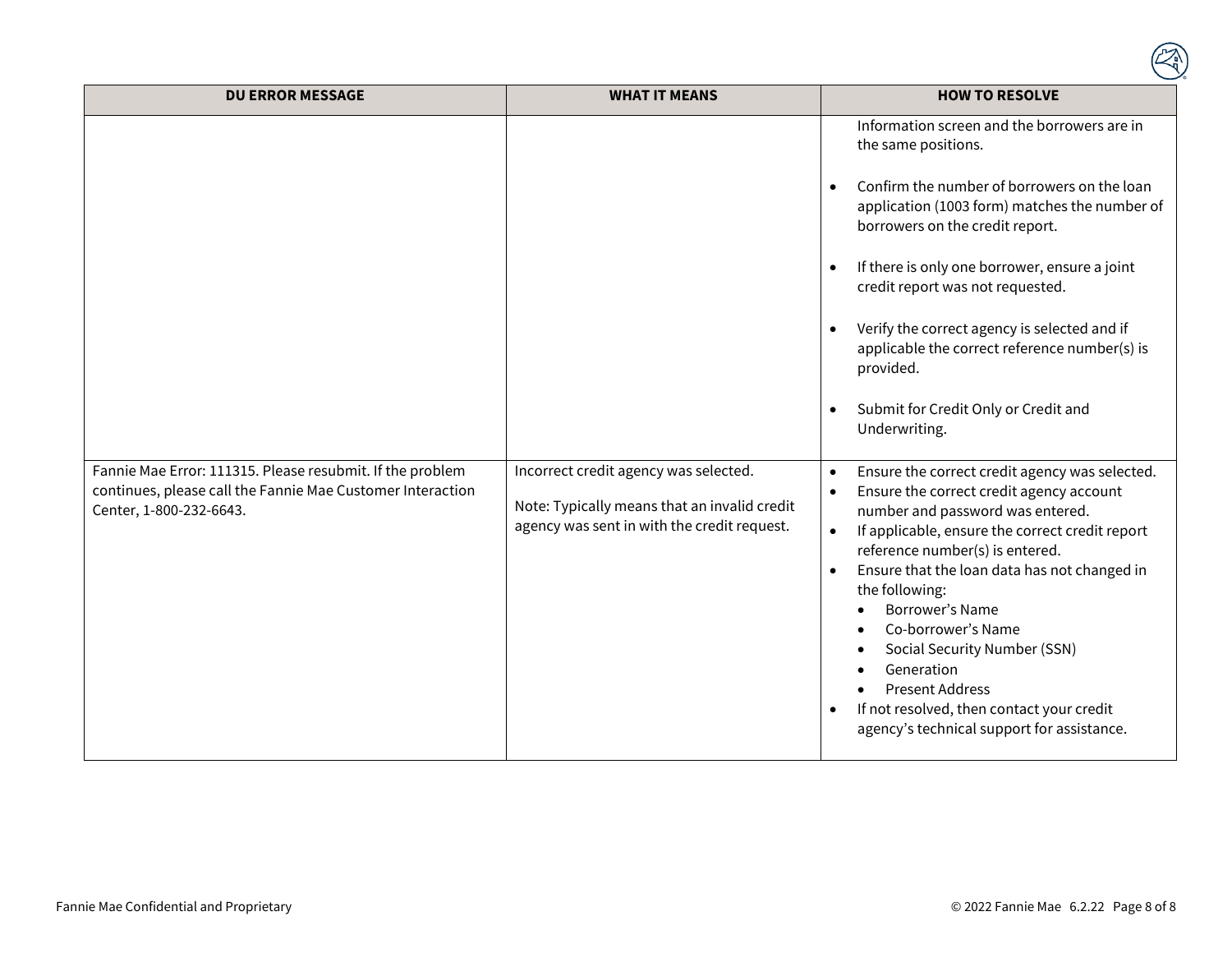| DU ERROR MESSAGE | WHAT IT MEANS | HOW TO RESOLVE |
|---|---|---|
| | | Information screen and the borrowers are in the same positions.<br><br>• Confirm the number of borrowers on the loan application (1003 form) matches the number of borrowers on the credit report.<br><br>• If there is only one borrower, ensure a joint credit report was not requested.<br><br>• Verify the correct agency is selected and if applicable the correct reference number(s) is provided.<br><br>• Submit for Credit Only or Credit and Underwriting. |
| Fannie Mae Error: 111315. Please resubmit. If the problem continues, please call the Fannie Mae Customer Interaction Center, 1-800-232-6643. | Incorrect credit agency was selected.<br><br>Note: Typically means that an invalid credit agency was sent in with the credit request. | • Ensure the correct credit agency was selected.<br>• Ensure the correct credit agency account number and password was entered.<br>• If applicable, ensure the correct credit report reference number(s) is entered.<br>• Ensure that the loan data has not changed in the following:<br>&nbsp;&nbsp;• Borrower's Name<br>&nbsp;&nbsp;• Co-borrower's Name<br>&nbsp;&nbsp;• Social Security Number (SSN)<br>&nbsp;&nbsp;• Generation<br>&nbsp;&nbsp;• Present Address<br>• If not resolved, then contact your credit agency's technical support for assistance. |